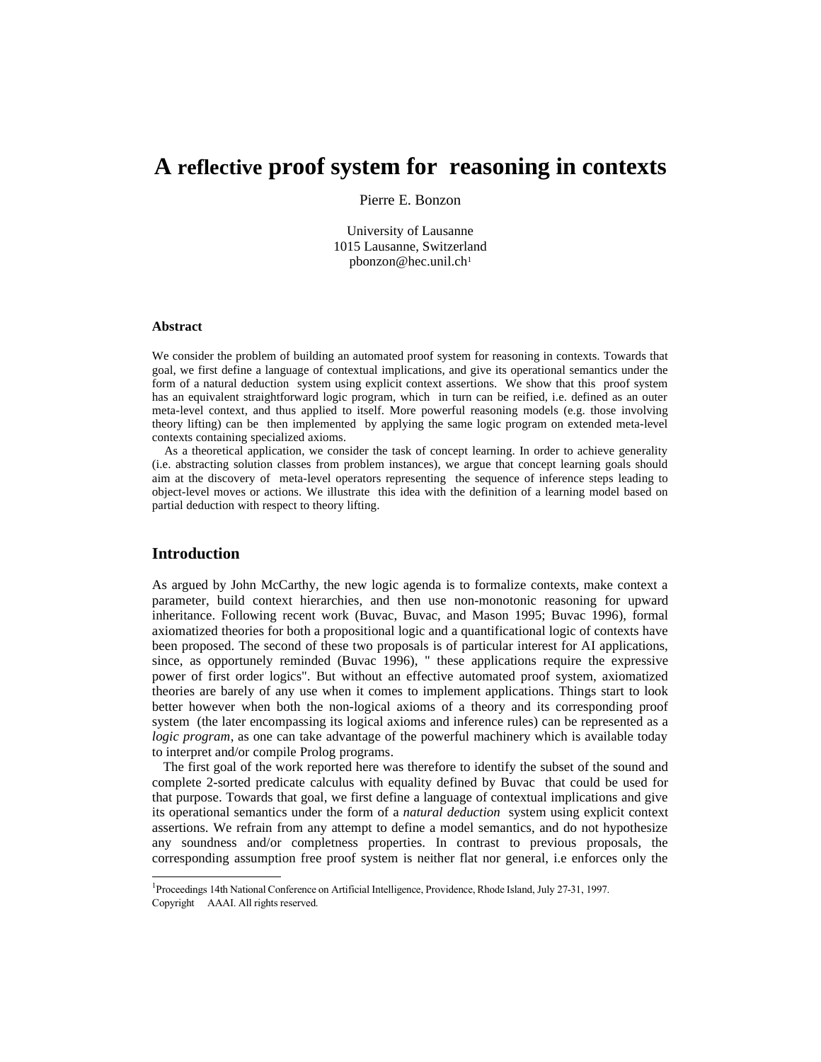# A reflective proof system for reasoning in contexts

Pierre E. Bonzon

University of Lausanne
1015 Lausanne, Switzerland
pbonzon@hec.unil.ch[1]

### Abstract

We consider the problem of building an automated proof system for reasoning in contexts. Towards that goal, we first define a language of contextual implications, and give its operational semantics under the form of a natural deduction system using explicit context assertions. We show that this proof system has an equivalent straightforward logic program, which in turn can be reified, i.e. defined as an outer meta-level context, and thus applied to itself. More powerful reasoning models (e.g. those involving theory lifting) can be then implemented by applying the same logic program on extended meta-level contexts containing specialized axioms.

As a theoretical application, we consider the task of concept learning. In order to achieve generality (i.e. abstracting solution classes from problem instances), we argue that concept learning goals should aim at the discovery of meta-level operators representing the sequence of inference steps leading to object-level moves or actions. We illustrate this idea with the definition of a learning model based on partial deduction with respect to theory lifting.

## Introduction

As argued by John McCarthy, the new logic agenda is to formalize contexts, make context a parameter, build context hierarchies, and then use non-monotonic reasoning for upward inheritance. Following recent work (Buvac, Buvac, and Mason 1995; Buvac 1996), formal axiomatized theories for both a propositional logic and a quantificational logic of contexts have been proposed. The second of these two proposals is of particular interest for AI applications, since, as opportunely reminded (Buvac 1996), " these applications require the expressive power of first order logics". But without an effective automated proof system, axiomatized theories are barely of any use when it comes to implement applications. Things start to look better however when both the non-logical axioms of a theory and its corresponding proof system (the later encompassing its logical axioms and inference rules) can be represented as a *logic program*, as one can take advantage of the powerful machinery which is available today to interpret and/or compile Prolog programs.

The first goal of the work reported here was therefore to identify the subset of the sound and complete 2-sorted predicate calculus with equality defined by Buvac that could be used for that purpose. Towards that goal, we first define a language of contextual implications and give its operational semantics under the form of a *natural deduction* system using explicit context assertions. We refrain from any attempt to define a model semantics, and do not hypothesize any soundness and/or completness properties. In contrast to previous proposals, the corresponding assumption free proof system is neither flat nor general, i.e enforces only the

[1] Proceedings 14th National Conference on Artificial Intelligence, Providence, Rhode Island, July 27-31, 1997.
Copyright AAAI. All rights reserved.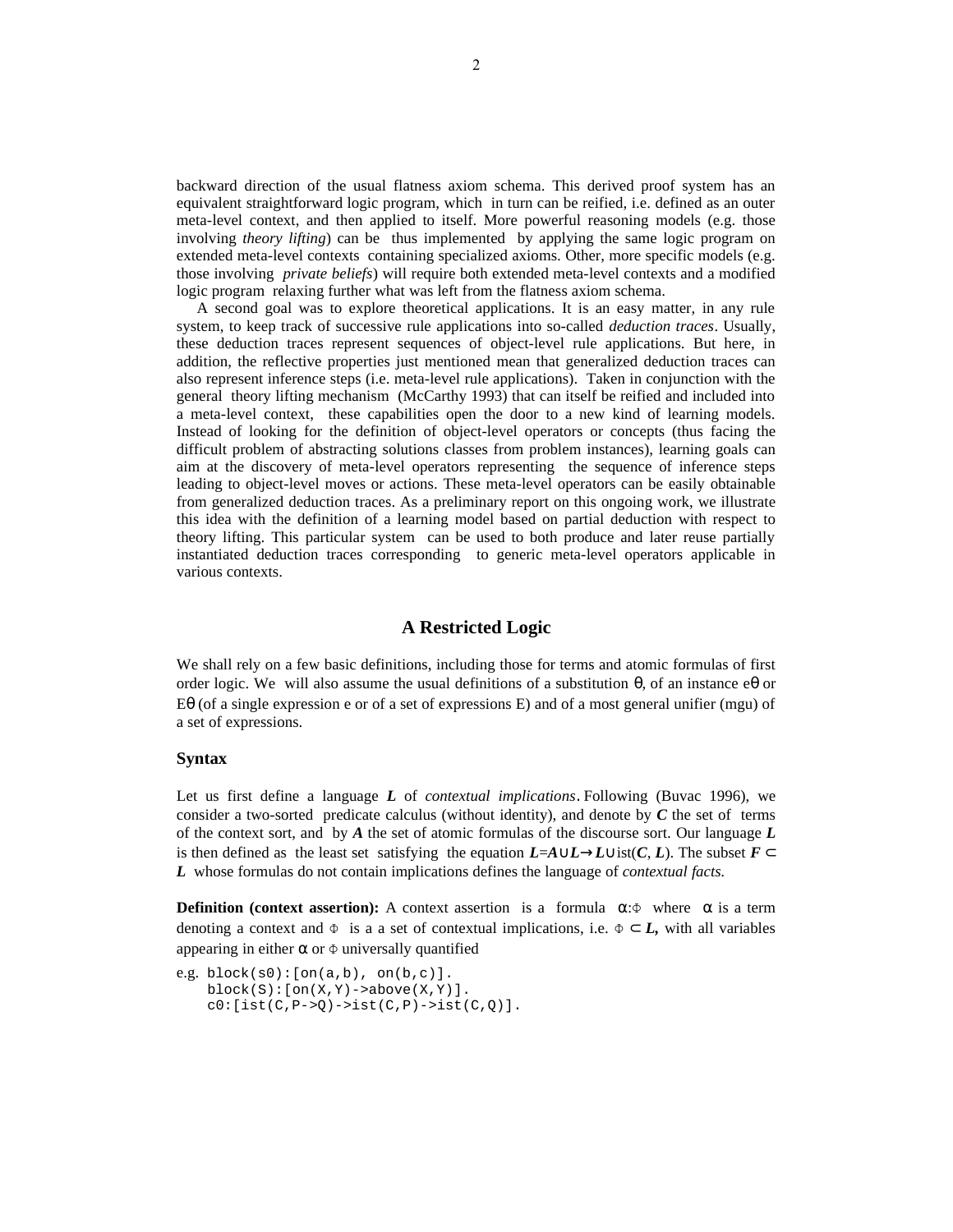backward direction of the usual flatness axiom schema. This derived proof system has an equivalent straightforward logic program, which in turn can be reified, i.e. defined as an outer meta-level context, and then applied to itself. More powerful reasoning models (e.g. those involving *theory lifting*) can be thus implemented by applying the same logic program on extended meta-level contexts containing specialized axioms. Other, more specific models (e.g. those involving *private beliefs*) will require both extended meta-level contexts and a modified logic program relaxing further what was left from the flatness axiom schema.

A second goal was to explore theoretical applications. It is an easy matter, in any rule system, to keep track of successive rule applications into so-called *deduction traces*. Usually, these deduction traces represent sequences of object-level rule applications. But here, in addition, the reflective properties just mentioned mean that generalized deduction traces can also represent inference steps (i.e. meta-level rule applications). Taken in conjunction with the general theory lifting mechanism (McCarthy 1993) that can itself be reified and included into a meta-level context, these capabilities open the door to a new kind of learning models. Instead of looking for the definition of object-level operators or concepts (thus facing the difficult problem of abstracting solutions classes from problem instances), learning goals can aim at the discovery of meta-level operators representing the sequence of inference steps leading to object-level moves or actions. These meta-level operators can be easily obtainable from generalized deduction traces. As a preliminary report on this ongoing work, we illustrate this idea with the definition of a learning model based on partial deduction with respect to theory lifting. This particular system can be used to both produce and later reuse partially instantiated deduction traces corresponding to generic meta-level operators applicable in various contexts.

## A Restricted Logic

We shall rely on a few basic definitions, including those for terms and atomic formulas of first order logic. We will also assume the usual definitions of a substitution $\theta$, of an instance $e\theta$ or $E\theta$ (of a single expression e or of a set of expressions E) and of a most general unifier (mgu) of a set of expressions.

### Syntax

Let us first define a language $\boldsymbol{L}$ of *contextual implications*. Following (Buvac 1996), we consider a two-sorted predicate calculus (without identity), and denote by $\boldsymbol{C}$ the set of terms of the context sort, and by $\boldsymbol{A}$ the set of atomic formulas of the discourse sort. Our language $\boldsymbol{L}$ is then defined as the least set satisfying the equation $\boldsymbol{L}=\boldsymbol{A}\cup\boldsymbol{L}\rightarrow\boldsymbol{L}\cup \mathrm{ist}(\boldsymbol{C}, \boldsymbol{L})$. The subset $\boldsymbol{F} \subset \boldsymbol{L}$ whose formulas do not contain implications defines the language of *contextual facts.*

**Definition (context assertion):** A context assertion is a formula $\alpha{:}\Phi$ where $\alpha$ is a term denoting a context and $\Phi$ is a a set of contextual implications, i.e. $\Phi \subset \boldsymbol{L}$, with all variables appearing in either $\alpha$ or $\Phi$ universally quantified

e.g.
```
block(s0):[on(a,b), on(b,c)].
block(S):[on(X,Y)->above(X,Y)].
c0:[ist(C,P->Q)->ist(C,P)->ist(C,Q)].
```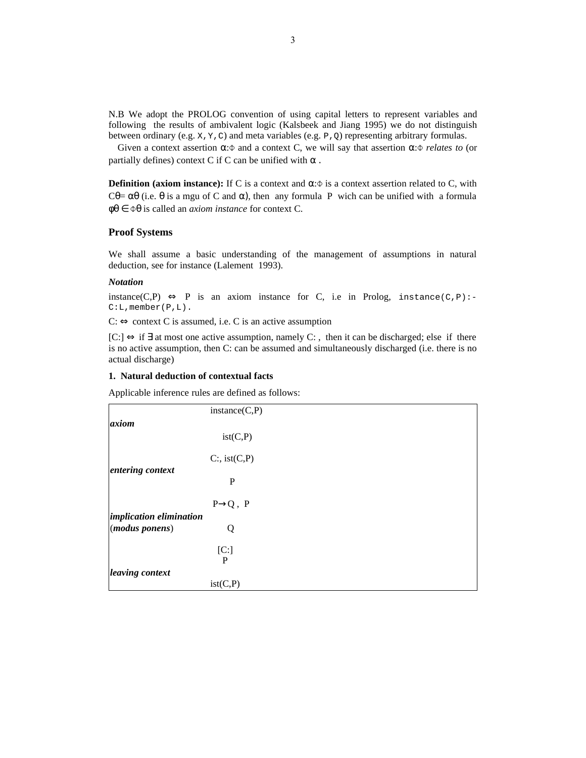N.B We adopt the PROLOG convention of using capital letters to represent variables and following the results of ambivalent logic (Kalsbeek and Jiang 1995) we do not distinguish between ordinary (e.g. `X,Y,C`) and meta variables (e.g. `P,Q`) representing arbitrary formulas.

Given a context assertion $\alpha$:$\Phi$ and a context C, we will say that assertion $\alpha$:$\Phi$ *relates to* (or partially defines) context C if C can be unified with $\alpha$ .

**Definition (axiom instance):** If C is a context and $\alpha$:$\Phi$ is a context assertion related to C, with $C\theta = \alpha\theta$ (i.e. $\theta$ is a mgu of C and $\alpha$), then any formula P wich can be unified with a formula $\varphi\theta \in \Phi\theta$ is called an *axiom instance* for context C.

## Proof Systems

We shall assume a basic understanding of the management of assumptions in natural deduction, see for instance (Lalement 1993).

***Notation***

instance(C,P) $\Leftrightarrow$ P is an axiom instance for C, i.e in Prolog, `instance(C,P):- C:L,member(P,L).`

C: $\Leftrightarrow$ context C is assumed, i.e. C is an active assumption

[C:] $\Leftrightarrow$ if $\exists$ at most one active assumption, namely C: , then it can be discharged; else if there is no active assumption, then C: can be assumed and simultaneously discharged (i.e. there is no actual discharge)

### 1. Natural deduction of contextual facts

Applicable inference rules are defined as follows:

| Rule | Premises | Conclusion |
|---|---|---|
| ***axiom*** | instance(C,P) | ist(C,P) |
| ***entering context*** | C:, ist(C,P) | P |
| ***implication elimination*** (***modus ponens***) | P→Q , P | Q |
| ***leaving context*** | [C:] <br> P | ist(C,P) |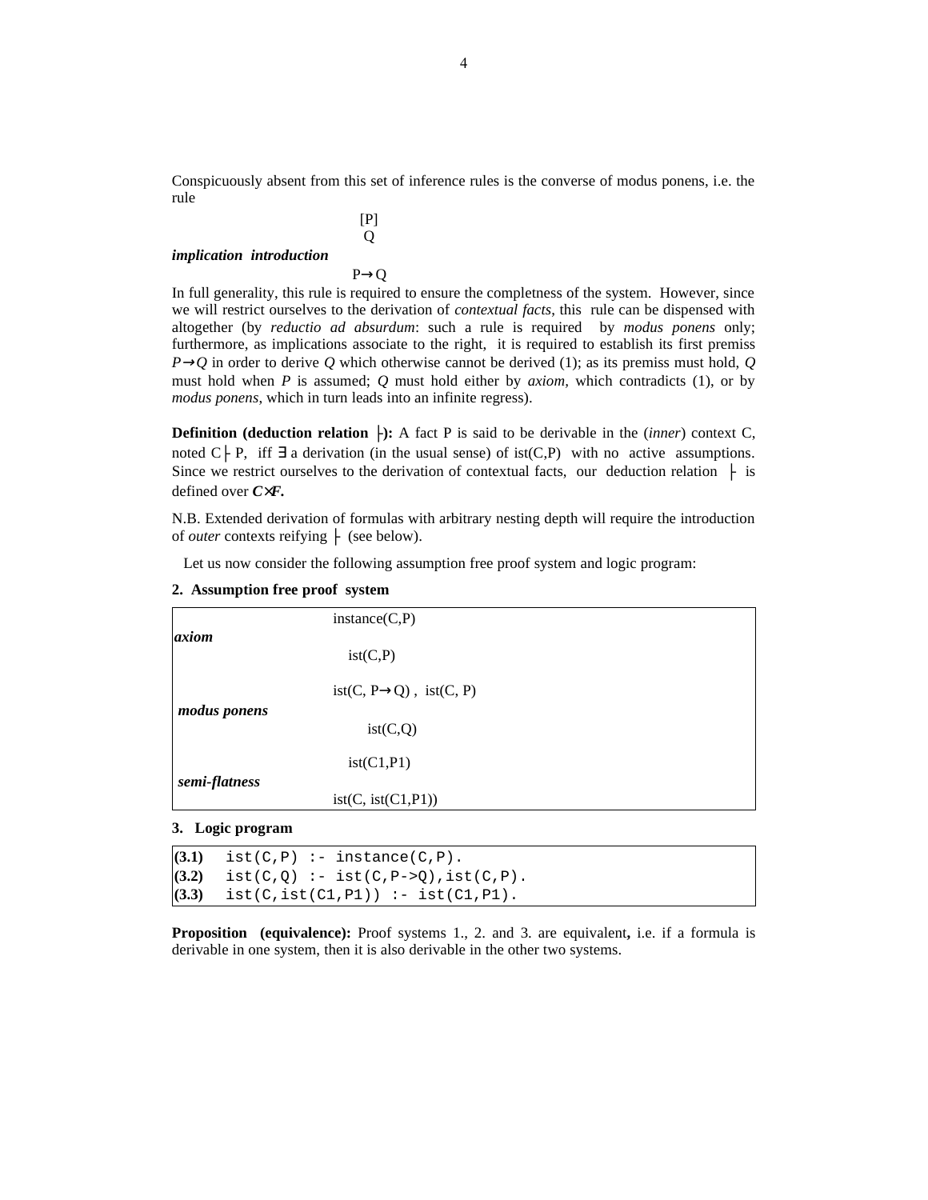Conspicuously absent from this set of inference rules is the converse of modus ponens, i.e. the rule

$$\textit{implication introduction} \quad \frac{\begin{matrix}[P]\\ Q\end{matrix}}{P \rightarrow Q}$$

In full generality, this rule is required to ensure the completness of the system. However, since we will restrict ourselves to the derivation of *contextual facts*, this rule can be dispensed with altogether (by *reductio ad absurdum*: such a rule is required by *modus ponens* only; furthermore, as implications associate to the right, it is required to establish its first premiss $P \rightarrow Q$ in order to derive $Q$ which otherwise cannot be derived (1); as its premiss must hold, $Q$ must hold when $P$ is assumed; $Q$ must hold either by *axiom*, which contradicts (1), or by *modus ponens*, which in turn leads into an infinite regress).

**Definition (deduction relation ├):** A fact P is said to be derivable in the (*inner*) context C, noted C├ P, iff ∃ a derivation (in the usual sense) of ist(C,P) with no active assumptions. Since we restrict ourselves to the derivation of contextual facts, our deduction relation ├ is defined over ***C×F***.

N.B. Extended derivation of formulas with arbitrary nesting depth will require the introduction of *outer* contexts reifying ├ (see below).

Let us now consider the following assumption free proof system and logic program:

**2. Assumption free proof system**

$$\textit{axiom} \quad \frac{\text{instance}(C,P)}{\text{ist}(C,P)}$$

$$\textit{modus ponens} \quad \frac{\text{ist}(C, P \rightarrow Q)\ ,\ \text{ist}(C, P)}{\text{ist}(C,Q)}$$

$$\textit{semi-flatness} \quad \frac{\text{ist}(C1,P1)}{\text{ist}(C, \text{ist}(C1,P1))}$$

**3. Logic program**

```
(3.1)  ist(C,P) :- instance(C,P).
(3.2)  ist(C,Q) :- ist(C,P->Q),ist(C,P).
(3.3)  ist(C,ist(C1,P1)) :- ist(C1,P1).
```

**Proposition (equivalence):** Proof systems 1., 2. and 3. are equivalent**,** i.e. if a formula is derivable in one system, then it is also derivable in the other two systems.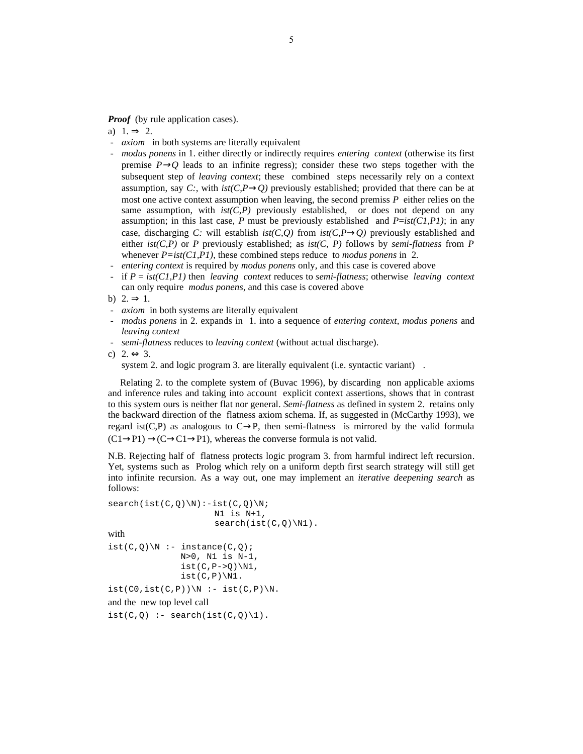***Proof*** (by rule application cases).

a) 1. $\Rightarrow$ 2.

- *axiom* in both systems are literally equivalent
- *modus ponens* in 1. either directly or indirectly requires *entering context* (otherwise its first premise $P \rightarrow Q$ leads to an infinite regress); consider these two steps together with the subsequent step of *leaving context*; these combined steps necessarily rely on a context assumption, say *C:*, with $ist(C,P \rightarrow Q)$ previously established; provided that there can be at most one active context assumption when leaving, the second premiss $P$ either relies on the same assumption, with $ist(C,P)$ previously established, or does not depend on any assumption; in this last case, $P$ must be previously established and $P{=}ist(C1,P1)$; in any case, discharging *C:* will establish $ist(C,Q)$ from $ist(C,P \rightarrow Q)$ previously established and either $ist(C,P)$ or $P$ previously established; as $ist(C, P)$ follows by *semi-flatness* from $P$ whenever $P{=}ist(C1,P1)$, these combined steps reduce to *modus ponens* in 2.
- *entering context* is required by *modus ponens* only, and this case is covered above
- if $P = ist(C1,P1)$ then *leaving context* reduces to *semi-flatness*; otherwise *leaving context* can only require *modus ponens*, and this case is covered above

b) 2. $\Rightarrow$ 1.

- *axiom* in both systems are literally equivalent
- *modus ponens* in 2. expands in 1. into a sequence of *entering context*, *modus ponens* and *leaving context*
- *semi-flatness* reduces to *leaving context* (without actual discharge).

c) 2. $\Leftrightarrow$ 3.

system 2. and logic program 3. are literally equivalent (i.e. syntactic variant) .

Relating 2. to the complete system of (Buvac 1996), by discarding non applicable axioms and inference rules and taking into account explicit context assertions, shows that in contrast to this system ours is neither flat nor general. *Semi-flatness* as defined in system 2. retains only the backward direction of the flatness axiom schema. If, as suggested in (McCarthy 1993), we regard ist(C,P) as analogous to $C \rightarrow P$, then semi-flatness is mirrored by the valid formula $(C1 \rightarrow P1) \rightarrow (C \rightarrow C1 \rightarrow P1)$, whereas the converse formula is not valid.

N.B. Rejecting half of flatness protects logic program 3. from harmful indirect left recursion. Yet, systems such as Prolog which rely on a uniform depth first search strategy will still get into infinite recursion. As a way out, one may implement an *iterative deepening search* as follows:

```
search(ist(C,Q)\N):-ist(C,Q)\N;
                    N1 is N+1,
                    search(ist(C,Q)\N1).
```

with

```
ist(C,Q)\N :- instance(C,Q);
              N>0, N1 is N-1,
              ist(C,P->Q)\N1,
              ist(C,P)\N1.
ist(C0,ist(C,P))\N :- ist(C,P)\N.
```

and the new top level call

```
ist(C,Q) :- search(ist(C,Q)\1).
```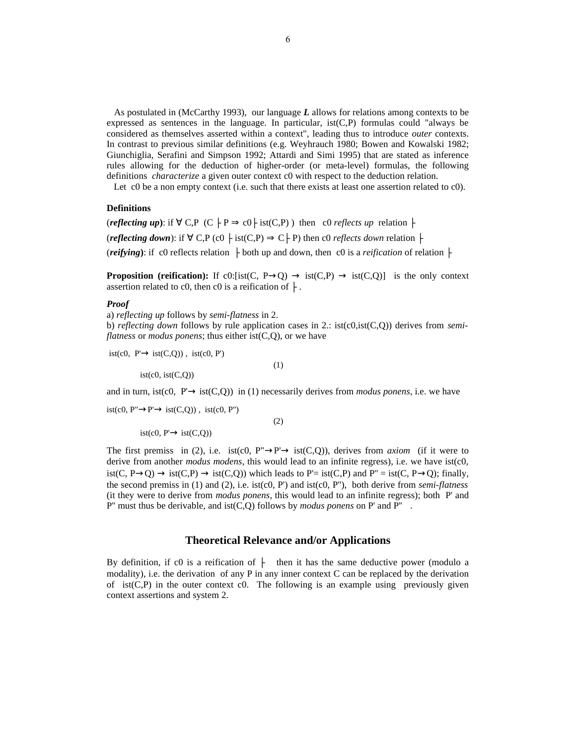As postulated in (McCarthy 1993), our language ***L*** allows for relations among contexts to be expressed as sentences in the language. In particular, ist(C,P) formulas could "always be considered as themselves asserted within a context", leading thus to introduce *outer* contexts. In contrast to previous similar definitions (e.g. Weyhrauch 1980; Bowen and Kowalski 1982; Giunchiglia, Serafini and Simpson 1992; Attardi and Simi 1995) that are stated as inference rules allowing for the deduction of higher-order (or meta-level) formulas, the following definitions *characterize* a given outer context c0 with respect to the deduction relation.

Let c0 be a non empty context (i.e. such that there exists at least one assertion related to c0).

**Definitions**

(***reflecting up***): if $\forall$ C,P (C $\vdash$ P $\Rightarrow$ c0$\vdash$ ist(C,P) ) then c0 *reflects up* relation $\vdash$

(***reflecting down***): if $\forall$ C,P (c0 $\vdash$ ist(C,P) $\Rightarrow$ C$\vdash$ P) then c0 *reflects down* relation $\vdash$

(***reifying***): if c0 reflects relation $\vdash$ both up and down, then c0 is a *reification* of relation $\vdash$

**Proposition (reification):** If c0:[ist(C, P→Q) → ist(C,P) → ist(C,Q)] is the only context assertion related to c0, then c0 is a reification of $\vdash$.

***Proof***

a) *reflecting up* follows by *semi-flatness* in 2.

b) *reflecting down* follows by rule application cases in 2.: ist(c0,ist(C,Q)) derives from *semi-flatness* or *modus ponens*; thus either ist(C,Q), or we have

$$\frac{\text{ist(c0, P'}\rightarrow \text{ist(C,Q))},\ \text{ist(c0, P')}}{\text{ist(c0, ist(C,Q))}} \qquad (1)$$

and in turn, ist(c0, P'→ ist(C,Q)) in (1) necessarily derives from *modus ponens*, i.e. we have

$$\frac{\text{ist(c0, P''}\rightarrow\text{P'}\rightarrow \text{ist(C,Q))},\ \text{ist(c0, P'')}}{\text{ist(c0, P'}\rightarrow \text{ist(C,Q))}} \qquad (2)$$

The first premiss in (2), i.e. ist(c0, P"→P'→ ist(C,Q)), derives from *axiom* (if it were to derive from another *modus modens*, this would lead to an infinite regress), i.e. we have ist(c0, ist(C, P→Q) → ist(C,P) → ist(C,Q)) which leads to P'= ist(C,P) and P" = ist(C, P→Q); finally, the second premiss in (1) and (2), i.e. ist(c0, P') and ist(c0, P"), both derive from *semi-flatness* (it they were to derive from *modus ponens*, this would lead to an infinite regress); both P' and P" must thus be derivable, and ist(C,Q) follows by *modus ponens* on P' and P" .

## Theoretical Relevance and/or Applications

By definition, if c0 is a reification of $\vdash$ then it has the same deductive power (modulo a modality), i.e. the derivation of any P in any inner context C can be replaced by the derivation of ist(C,P) in the outer context c0. The following is an example using previously given context assertions and system 2.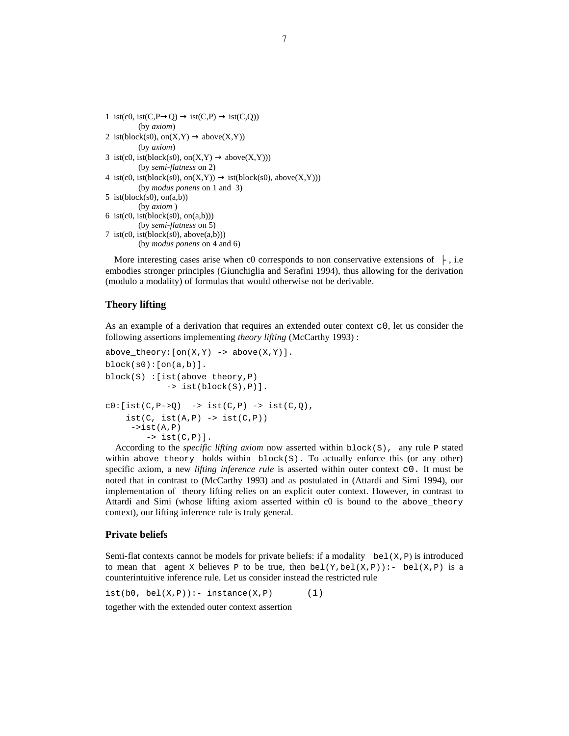1 ist(c0, ist(C,P→Q) → ist(C,P) → ist(C,Q))
  (by *axiom*)
2 ist(block(s0), on(X,Y) → above(X,Y))
  (by *axiom*)
3 ist(c0, ist(block(s0), on(X,Y) → above(X,Y)))
  (by *semi-flatness* on 2)
4 ist(c0, ist(block(s0), on(X,Y)) → ist(block(s0), above(X,Y)))
  (by *modus ponens* on 1 and 3)
5 ist(block(s0), on(a,b))
  (by *axiom* )
6 ist(c0, ist(block(s0), on(a,b)))
  (by *semi-flatness* on 5)
7 ist(c0, ist(block(s0), above(a,b)))
  (by *modus ponens* on 4 and 6)

More interesting cases arise when c0 corresponds to non conservative extensions of $\vdash$, i.e embodies stronger principles (Giunchiglia and Serafini 1994), thus allowing for the derivation (modulo a modality) of formulas that would otherwise not be derivable.

### Theory lifting

As an example of a derivation that requires an extended outer context `c0`, let us consider the following assertions implementing *theory lifting* (McCarthy 1993) :

```
above_theory:[on(X,Y) -> above(X,Y)].
block(s0):[on(a,b)].
block(S) :[ist(above_theory,P)
            -> ist(block(S),P)].

c0:[ist(C,P->Q)  -> ist(C,P) -> ist(C,Q),
    ist(C, ist(A,P) -> ist(C,P))
     ->ist(A,P)
        -> ist(C,P)].
```

According to the *specific lifting axiom* now asserted within `block(S),` any rule `P` stated within `above_theory` holds within `block(S).` To actually enforce this (or any other) specific axiom, a new *lifting inference rule* is asserted within outer context `c0.` It must be noted that in contrast to (McCarthy 1993) and as postulated in (Attardi and Simi 1994), our implementation of theory lifting relies on an explicit outer context. However, in contrast to Attardi and Simi (whose lifting axiom asserted within c0 is bound to the `above_theory` context), our lifting inference rule is truly general.

### Private beliefs

Semi-flat contexts cannot be models for private beliefs: if a modality `bel(X,P)` is introduced to mean that agent `X` believes `P` to be true, then `bel(Y,bel(X,P)):- bel(X,P)` is a counterintuitive inference rule. Let us consider instead the restricted rule

```
ist(b0, bel(X,P)):- instance(X,P)       (1)
```

together with the extended outer context assertion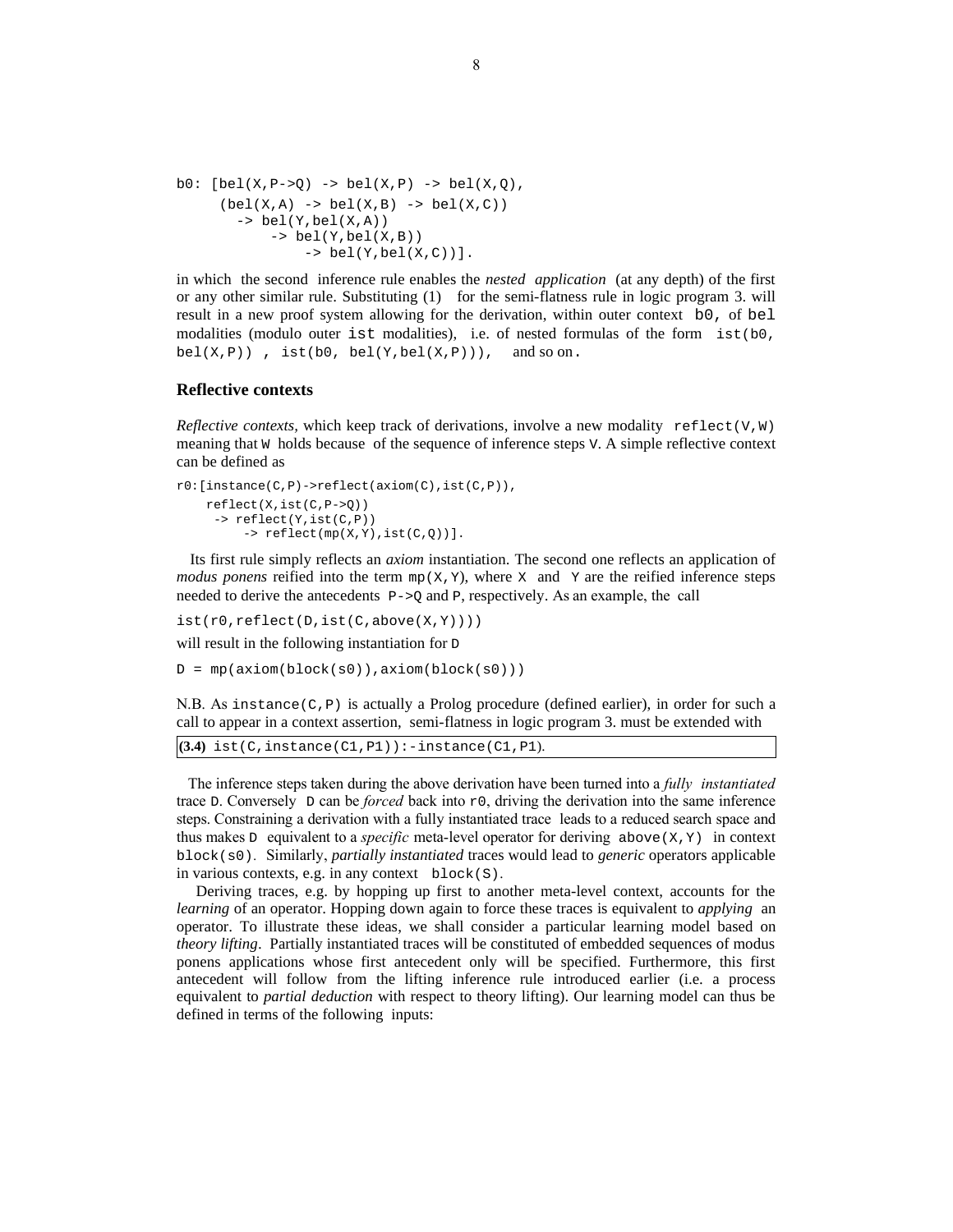```
b0: [bel(X,P->Q) -> bel(X,P) -> bel(X,Q),
     (bel(X,A) -> bel(X,B) -> bel(X,C))
       -> bel(Y,bel(X,A))
           -> bel(Y,bel(X,B))
               -> bel(Y,bel(X,C))].
```

in which the second inference rule enables the *nested application* (at any depth) of the first or any other similar rule. Substituting (1) for the semi-flatness rule in logic program 3. will result in a new proof system allowing for the derivation, within outer context `b0`, of `bel` modalities (modulo outer `ist` modalities), i.e. of nested formulas of the form `ist(b0, bel(X,P))` , `ist(b0, bel(Y,bel(X,P)))`, and so on.

### Reflective contexts

*Reflective contexts*, which keep track of derivations, involve a new modality `reflect(V,W)` meaning that `W` holds because of the sequence of inference steps `V`. A simple reflective context can be defined as

```
r0:[instance(C,P)->reflect(axiom(C),ist(C,P)),
    reflect(X,ist(C,P->Q))
     -> reflect(Y,ist(C,P))
         -> reflect(mp(X,Y),ist(C,Q))].
```

Its first rule simply reflects an *axiom* instantiation. The second one reflects an application of *modus ponens* reified into the term `mp(X,Y)`, where `X` and `Y` are the reified inference steps needed to derive the antecedents `P->Q` and `P`, respectively. As an example, the call

```
ist(r0,reflect(D,ist(C,above(X,Y))))
```

will result in the following instantiation for `D`

```
D = mp(axiom(block(s0)),axiom(block(s0)))
```

N.B. As `instance(C,P)` is actually a Prolog procedure (defined earlier), in order for such a call to appear in a context assertion, semi-flatness in logic program 3. must be extended with

| **(3.4)** `ist(C,instance(C1,P1)):-instance(C1,P1).` |
|---|

The inference steps taken during the above derivation have been turned into a *fully instantiated* trace `D`. Conversely `D` can be *forced* back into `r0`, driving the derivation into the same inference steps. Constraining a derivation with a fully instantiated trace leads to a reduced search space and thus makes `D` equivalent to a *specific* meta-level operator for deriving `above(X,Y)` in context `block(s0)`. Similarly, *partially instantiated* traces would lead to *generic* operators applicable in various contexts, e.g. in any context `block(S)`.

Deriving traces, e.g. by hopping up first to another meta-level context, accounts for the *learning* of an operator. Hopping down again to force these traces is equivalent to *applying* an operator. To illustrate these ideas, we shall consider a particular learning model based on *theory lifting*. Partially instantiated traces will be constituted of embedded sequences of modus ponens applications whose first antecedent only will be specified. Furthermore, this first antecedent will follow from the lifting inference rule introduced earlier (i.e. a process equivalent to *partial deduction* with respect to theory lifting). Our learning model can thus be defined in terms of the following inputs: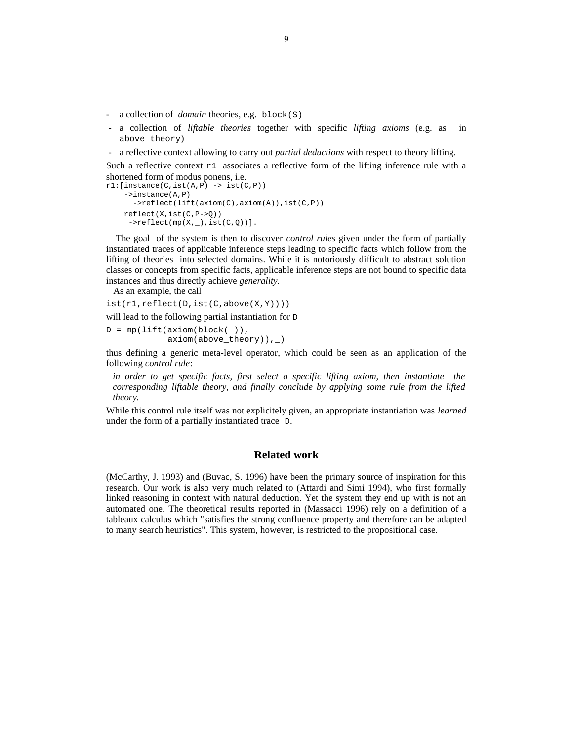- a collection of *domain* theories, e.g. `block(S)`
- a collection of *liftable theories* together with specific *lifting axioms* (e.g. as in `above_theory`)
- a reflective context allowing to carry out *partial deductions* with respect to theory lifting.

Such a reflective context `r1` associates a reflective form of the lifting inference rule with a shortened form of modus ponens, i.e.

```
r1:[instance(C,ist(A,P) -> ist(C,P))
    ->instance(A,P)
      ->reflect(lift(axiom(C),axiom(A)),ist(C,P))
    reflect(X,ist(C,P->Q))
     ->reflect(mp(X,_),ist(C,Q))].
```

The goal of the system is then to discover *control rules* given under the form of partially instantiated traces of applicable inference steps leading to specific facts which follow from the lifting of theories into selected domains. While it is notoriously difficult to abstract solution classes or concepts from specific facts, applicable inference steps are not bound to specific data instances and thus directly achieve *generality*.

As an example, the call

```
ist(r1,reflect(D,ist(C,above(X,Y))))
```

will lead to the following partial instantiation for `D`

```
D = mp(lift(axiom(block(_)),
            axiom(above_theory)),_)
```

thus defining a generic meta-level operator, which could be seen as an application of the following *control rule*:

*in order to get specific facts, first select a specific lifting axiom, then instantiate the corresponding liftable theory, and finally conclude by applying some rule from the lifted theory.*

While this control rule itself was not explicitely given, an appropriate instantiation was *learned* under the form of a partially instantiated trace `D`.

## Related work

(McCarthy, J. 1993) and (Buvac, S. 1996) have been the primary source of inspiration for this research. Our work is also very much related to (Attardi and Simi 1994), who first formally linked reasoning in context with natural deduction. Yet the system they end up with is not an automated one. The theoretical results reported in (Massacci 1996) rely on a definition of a tableaux calculus which "satisfies the strong confluence property and therefore can be adapted to many search heuristics". This system, however, is restricted to the propositional case.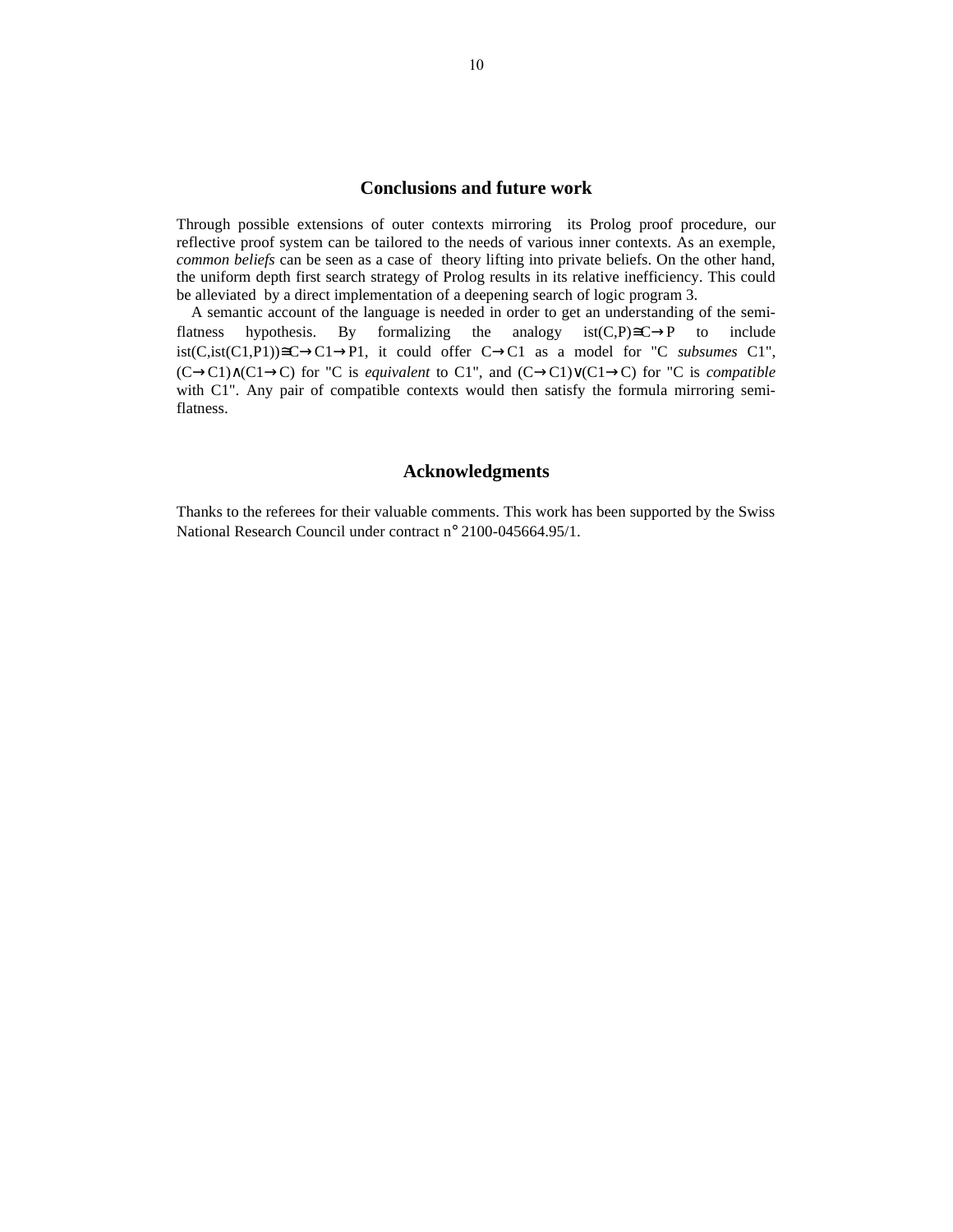## Conclusions and future work

Through possible extensions of outer contexts mirroring its Prolog proof procedure, our reflective proof system can be tailored to the needs of various inner contexts. As an exemple, *common beliefs* can be seen as a case of theory lifting into private beliefs. On the other hand, the uniform depth first search strategy of Prolog results in its relative inefficiency. This could be alleviated by a direct implementation of a deepening search of logic program 3.

A semantic account of the language is needed in order to get an understanding of the semi-flatness hypothesis. By formalizing the analogy $ist(C,P) \cong C \rightarrow P$ to include $ist(C,ist(C1,P1)) \cong C \rightarrow C1 \rightarrow P1$, it could offer $C \rightarrow C1$ as a model for "C *subsumes* C1", $(C \rightarrow C1) \wedge (C1 \rightarrow C)$ for "C is *equivalent* to C1", and $(C \rightarrow C1) \vee (C1 \rightarrow C)$ for "C is *compatible* with C1". Any pair of compatible contexts would then satisfy the formula mirroring semi-flatness.

## Acknowledgments

Thanks to the referees for their valuable comments. This work has been supported by the Swiss National Research Council under contract n° 2100-045664.95/1.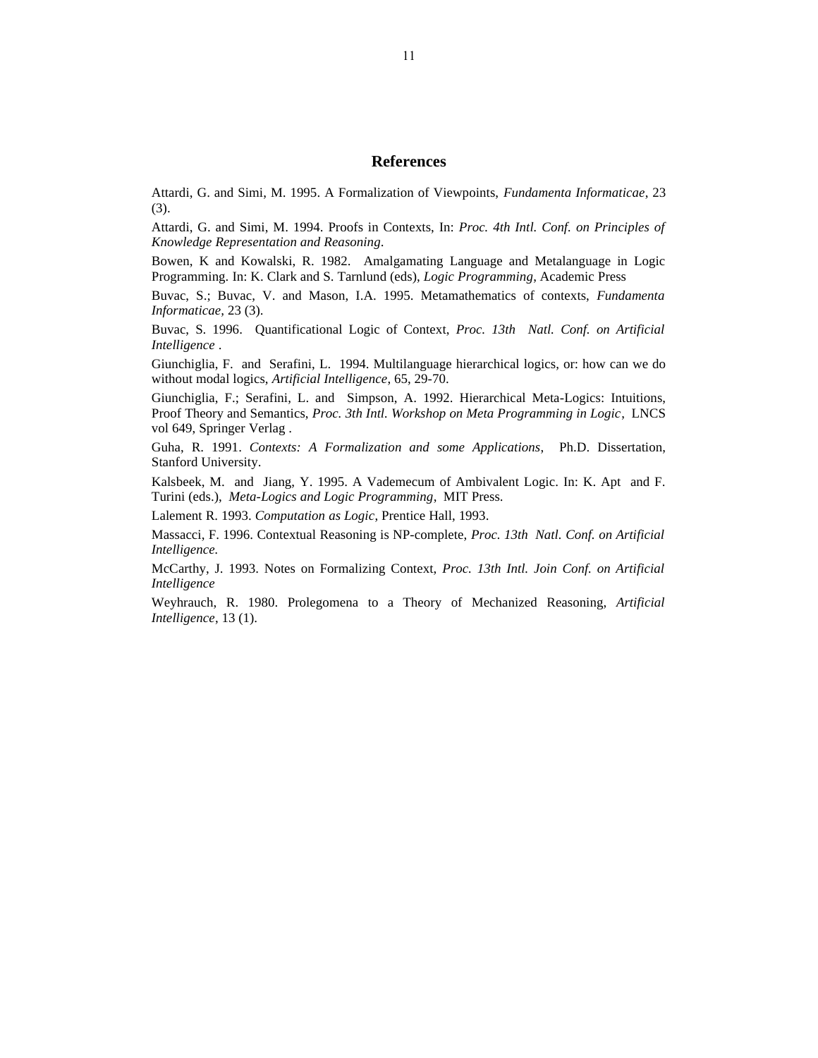## References

Attardi, G. and Simi, M. 1995. A Formalization of Viewpoints, *Fundamenta Informaticae*, 23 (3).

Attardi, G. and Simi, M. 1994. Proofs in Contexts, In: *Proc. 4th Intl. Conf. on Principles of Knowledge Representation and Reasoning*.

Bowen, K and Kowalski, R. 1982. Amalgamating Language and Metalanguage in Logic Programming. In: K. Clark and S. Tarnlund (eds), *Logic Programming*, Academic Press

Buvac, S.; Buvac, V. and Mason, I.A. 1995. Metamathematics of contexts, *Fundamenta Informaticae*, 23 (3).

Buvac, S. 1996. Quantificational Logic of Context, *Proc. 13th Natl. Conf. on Artificial Intelligence* .

Giunchiglia, F. and Serafini, L. 1994. Multilanguage hierarchical logics, or: how can we do without modal logics, *Artificial Intelligence*, 65, 29-70.

Giunchiglia, F.; Serafini, L. and Simpson, A. 1992. Hierarchical Meta-Logics: Intuitions, Proof Theory and Semantics, *Proc. 3th Intl. Workshop on Meta Programming in Logic*, LNCS vol 649, Springer Verlag .

Guha, R. 1991. *Contexts: A Formalization and some Applications*, Ph.D. Dissertation, Stanford University.

Kalsbeek, M. and Jiang, Y. 1995. A Vademecum of Ambivalent Logic. In: K. Apt and F. Turini (eds.), *Meta-Logics and Logic Programming*, MIT Press.

Lalement R. 1993. *Computation as Logic*, Prentice Hall, 1993.

Massacci, F. 1996. Contextual Reasoning is NP-complete, *Proc. 13th Natl. Conf. on Artificial Intelligence.*

McCarthy, J. 1993. Notes on Formalizing Context, *Proc. 13th Intl. Join Conf. on Artificial Intelligence*

Weyhrauch, R. 1980. Prolegomena to a Theory of Mechanized Reasoning, *Artificial Intelligence*, 13 (1).